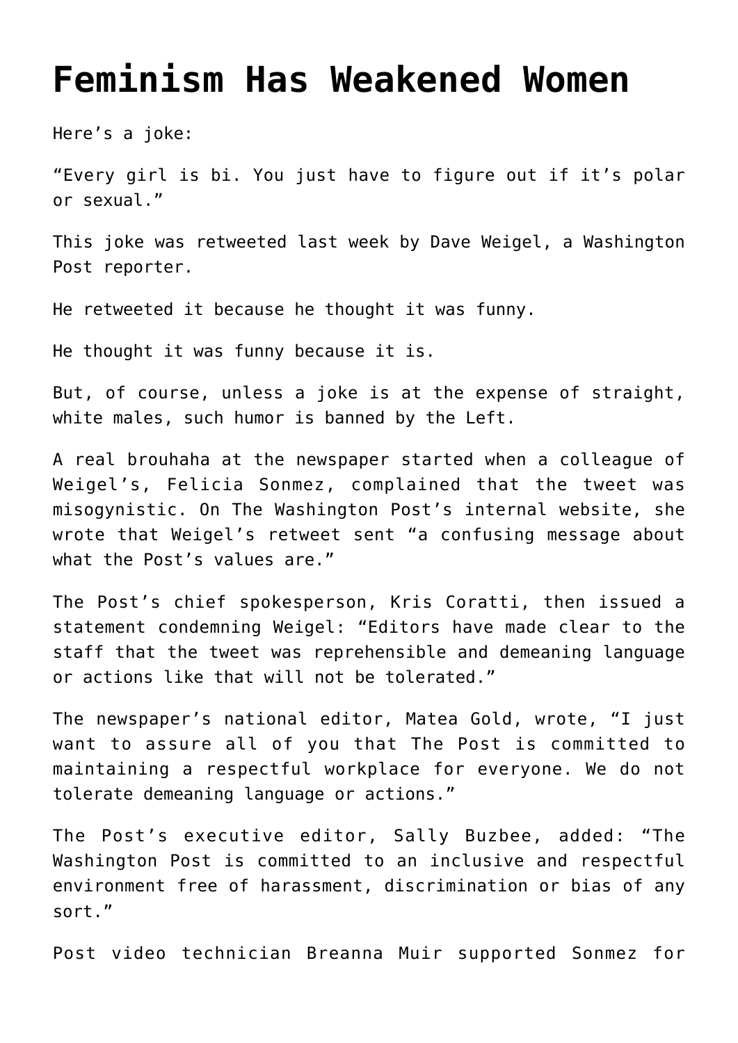# Feminism Has Weakened Women

Here's a joke:

"Every girl is bi. You just have to figure out if it's polar or sexual."

This joke was retweeted last week by Dave Weigel, a Washington Post reporter.

He retweeted it because he thought it was funny.

He thought it was funny because it is.

But, of course, unless a joke is at the expense of straight, white males, such humor is banned by the Left.

A real brouhaha at the newspaper started when a colleague of Weigel's, Felicia Sonmez, complained that the tweet was misogynistic. On The Washington Post's internal website, she wrote that Weigel's retweet sent "a confusing message about what the Post's values are."

The Post's chief spokesperson, Kris Coratti, then issued a statement condemning Weigel: "Editors have made clear to the staff that the tweet was reprehensible and demeaning language or actions like that will not be tolerated."

The newspaper's national editor, Matea Gold, wrote, "I just want to assure all of you that The Post is committed to maintaining a respectful workplace for everyone. We do not tolerate demeaning language or actions."

The Post's executive editor, Sally Buzbee, added: "The Washington Post is committed to an inclusive and respectful environment free of harassment, discrimination or bias of any sort."

Post video technician Breanna Muir supported Sonmez for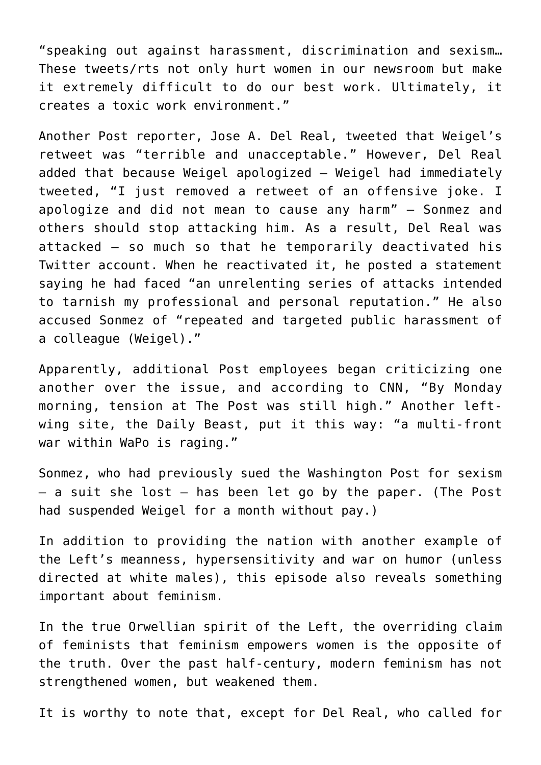"speaking out against harassment, discrimination and sexism… These tweets/rts not only hurt women in our newsroom but make it extremely difficult to do our best work. Ultimately, it creates a toxic work environment."

Another Post reporter, Jose A. Del Real, tweeted that Weigel's retweet was "terrible and unacceptable." However, Del Real added that because Weigel apologized — Weigel had immediately tweeted, "I just removed a retweet of an offensive joke. I apologize and did not mean to cause any harm" — Sonmez and others should stop attacking him. As a result, Del Real was attacked — so much so that he temporarily deactivated his Twitter account. When he reactivated it, he posted a statement saying he had faced "an unrelenting series of attacks intended to tarnish my professional and personal reputation." He also accused Sonmez of "repeated and targeted public harassment of a colleague (Weigel)."

Apparently, additional Post employees began criticizing one another over the issue, and according to CNN, "By Monday morning, tension at The Post was still high." Another left-wing site, the Daily Beast, put it this way: "a multi-front war within WaPo is raging."

Sonmez, who had previously sued the Washington Post for sexism — a suit she lost — has been let go by the paper. (The Post had suspended Weigel for a month without pay.)

In addition to providing the nation with another example of the Left's meanness, hypersensitivity and war on humor (unless directed at white males), this episode also reveals something important about feminism.

In the true Orwellian spirit of the Left, the overriding claim of feminists that feminism empowers women is the opposite of the truth. Over the past half-century, modern feminism has not strengthened women, but weakened them.

It is worthy to note that, except for Del Real, who called for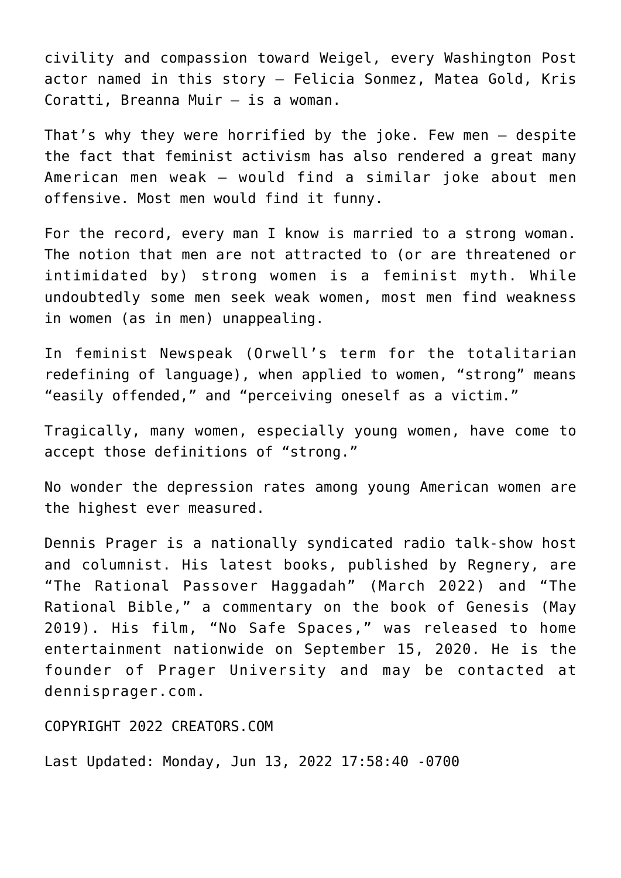civility and compassion toward Weigel, every Washington Post actor named in this story — Felicia Sonmez, Matea Gold, Kris Coratti, Breanna Muir — is a woman.

That's why they were horrified by the joke. Few men — despite the fact that feminist activism has also rendered a great many American men weak — would find a similar joke about men offensive. Most men would find it funny.

For the record, every man I know is married to a strong woman. The notion that men are not attracted to (or are threatened or intimidated by) strong women is a feminist myth. While undoubtedly some men seek weak women, most men find weakness in women (as in men) unappealing.

In feminist Newspeak (Orwell's term for the totalitarian redefining of language), when applied to women, "strong" means "easily offended," and "perceiving oneself as a victim."

Tragically, many women, especially young women, have come to accept those definitions of "strong."

No wonder the depression rates among young American women are the highest ever measured.

Dennis Prager is a nationally syndicated radio talk-show host and columnist. His latest books, published by Regnery, are "The Rational Passover Haggadah" (March 2022) and "The Rational Bible," a commentary on the book of Genesis (May 2019). His film, "No Safe Spaces," was released to home entertainment nationwide on September 15, 2020. He is the founder of Prager University and may be contacted at dennisprager.com.

COPYRIGHT 2022 CREATORS.COM

Last Updated: Monday, Jun 13, 2022 17:58:40 -0700